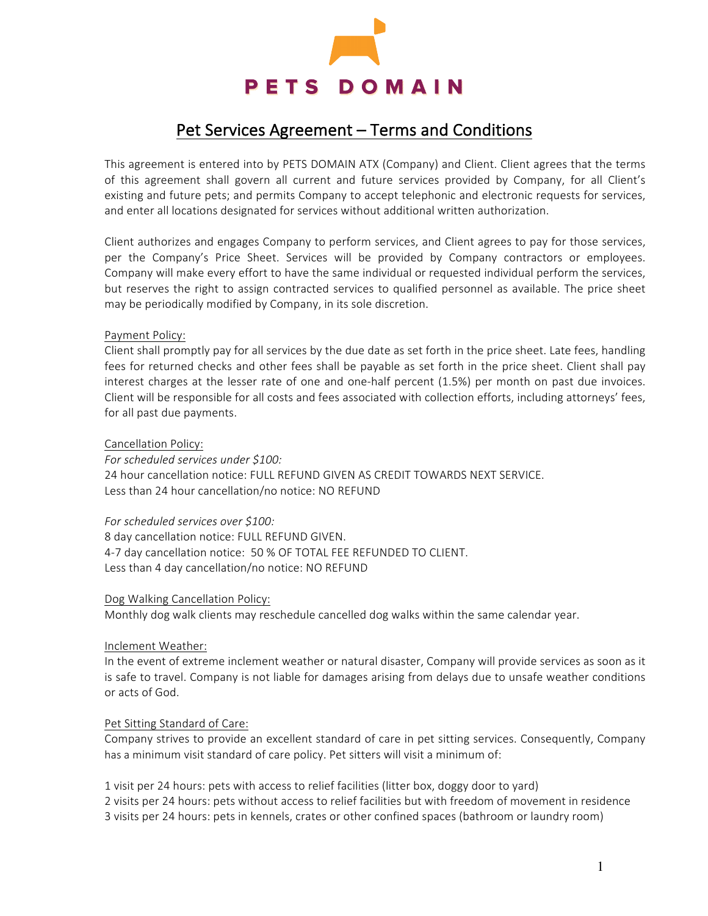PETS DOMAIN

# Pet Services Agreement – Terms and Conditions

This agreement is entered into by PETS DOMAIN ATX (Company) and Client. Client agrees that the terms of this agreement shall govern all current and future services provided by Company, for all Client's existing and future pets; and permits Company to accept telephonic and electronic requests for services, and enter all locations designated for services without additional written authorization.

Client authorizes and engages Company to perform services, and Client agrees to pay for those services, per the Company's Price Sheet. Services will be provided by Company contractors or employees. Company will make every effort to have the same individual or requested individual perform the services, but reserves the right to assign contracted services to qualified personnel as available. The price sheet may be periodically modified by Company, in its sole discretion.

Payment Policy:

Client shall promptly pay for all services by the due date as set forth in the price sheet. Late fees, handling fees for returned checks and other fees shall be payable as set forth in the price sheet. Client shall pay interest charges at the lesser rate of one and one-half percent (1.5%) per month on past due invoices. Client will be responsible for all costs and fees associated with collection efforts, including attorneys' fees, for all past due payments.

Cancellation Policy:

*For scheduled services under $100:*
24 hour cancellation notice: FULL REFUND GIVEN AS CREDIT TOWARDS NEXT SERVICE.
Less than 24 hour cancellation/no notice: NO REFUND

*For scheduled services over $100:*
8 day cancellation notice: FULL REFUND GIVEN.
4-7 day cancellation notice: 50 % OF TOTAL FEE REFUNDED TO CLIENT.
Less than 4 day cancellation/no notice: NO REFUND

Dog Walking Cancellation Policy:

Monthly dog walk clients may reschedule cancelled dog walks within the same calendar year.

Inclement Weather:

In the event of extreme inclement weather or natural disaster, Company will provide services as soon as it is safe to travel. Company is not liable for damages arising from delays due to unsafe weather conditions or acts of God.

Pet Sitting Standard of Care:

Company strives to provide an excellent standard of care in pet sitting services. Consequently, Company has a minimum visit standard of care policy. Pet sitters will visit a minimum of:

1 visit per 24 hours: pets with access to relief facilities (litter box, doggy door to yard)
2 visits per 24 hours: pets without access to relief facilities but with freedom of movement in residence
3 visits per 24 hours: pets in kennels, crates or other confined spaces (bathroom or laundry room)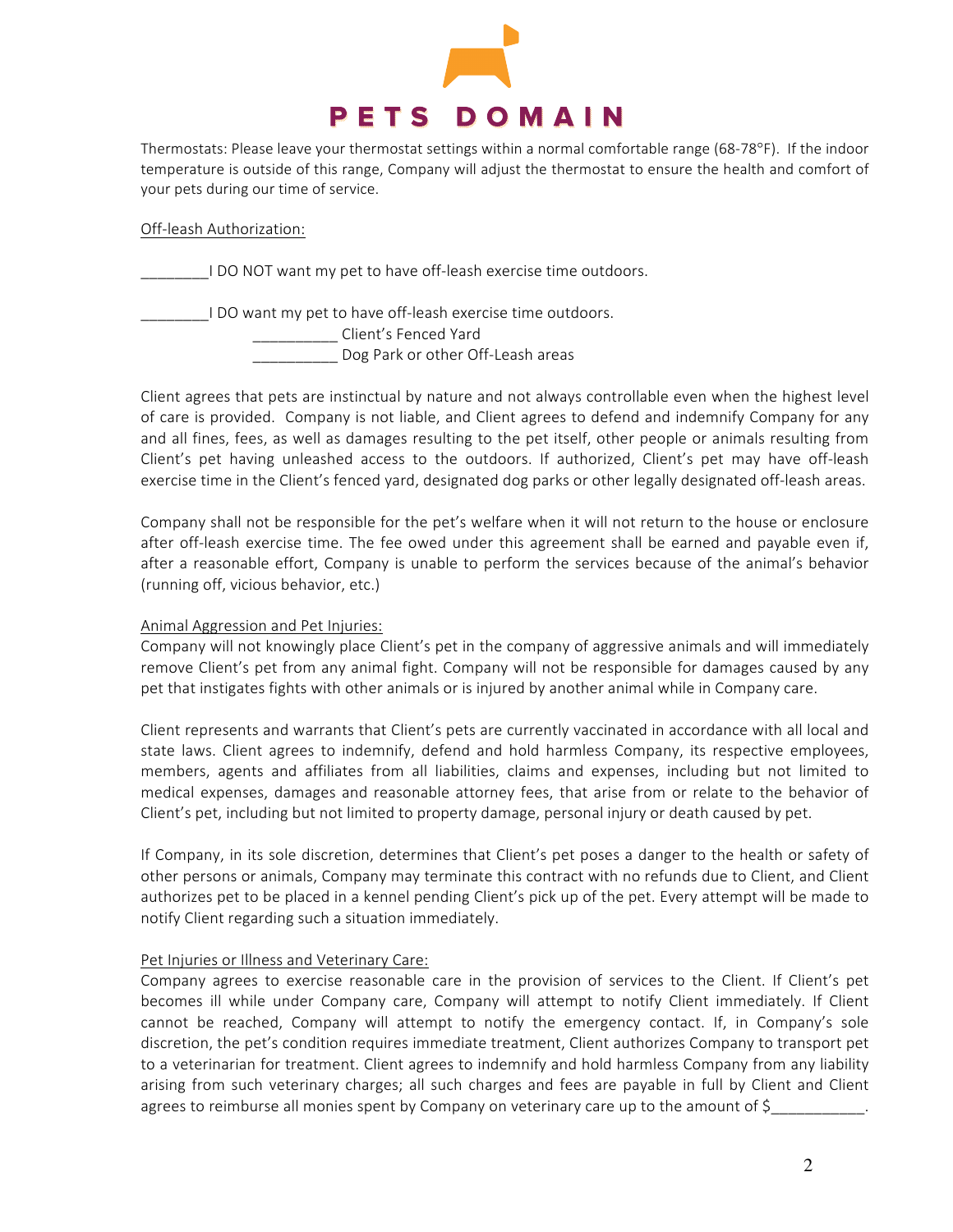Thermostats: Please leave your thermostat settings within a normal comfortable range (68-78°F). If the indoor temperature is outside of this range, Company will adjust the thermostat to ensure the health and comfort of your pets during our time of service.

Off-leash Authorization:

________I DO NOT want my pet to have off-leash exercise time outdoors.

________I DO want my pet to have off-leash exercise time outdoors.

__________ Client's Fenced Yard

__________ Dog Park or other Off-Leash areas

Client agrees that pets are instinctual by nature and not always controllable even when the highest level of care is provided. Company is not liable, and Client agrees to defend and indemnify Company for any and all fines, fees, as well as damages resulting to the pet itself, other people or animals resulting from Client's pet having unleashed access to the outdoors. If authorized, Client's pet may have off-leash exercise time in the Client's fenced yard, designated dog parks or other legally designated off-leash areas.

Company shall not be responsible for the pet's welfare when it will not return to the house or enclosure after off-leash exercise time. The fee owed under this agreement shall be earned and payable even if, after a reasonable effort, Company is unable to perform the services because of the animal's behavior (running off, vicious behavior, etc.)

Animal Aggression and Pet Injuries:

Company will not knowingly place Client's pet in the company of aggressive animals and will immediately remove Client's pet from any animal fight. Company will not be responsible for damages caused by any pet that instigates fights with other animals or is injured by another animal while in Company care.

Client represents and warrants that Client's pets are currently vaccinated in accordance with all local and state laws. Client agrees to indemnify, defend and hold harmless Company, its respective employees, members, agents and affiliates from all liabilities, claims and expenses, including but not limited to medical expenses, damages and reasonable attorney fees, that arise from or relate to the behavior of Client's pet, including but not limited to property damage, personal injury or death caused by pet.

If Company, in its sole discretion, determines that Client's pet poses a danger to the health or safety of other persons or animals, Company may terminate this contract with no refunds due to Client, and Client authorizes pet to be placed in a kennel pending Client's pick up of the pet. Every attempt will be made to notify Client regarding such a situation immediately.

Pet Injuries or Illness and Veterinary Care:

Company agrees to exercise reasonable care in the provision of services to the Client. If Client's pet becomes ill while under Company care, Company will attempt to notify Client immediately. If Client cannot be reached, Company will attempt to notify the emergency contact. If, in Company's sole discretion, the pet's condition requires immediate treatment, Client authorizes Company to transport pet to a veterinarian for treatment. Client agrees to indemnify and hold harmless Company from any liability arising from such veterinary charges; all such charges and fees are payable in full by Client and Client agrees to reimburse all monies spent by Company on veterinary care up to the amount of $___________.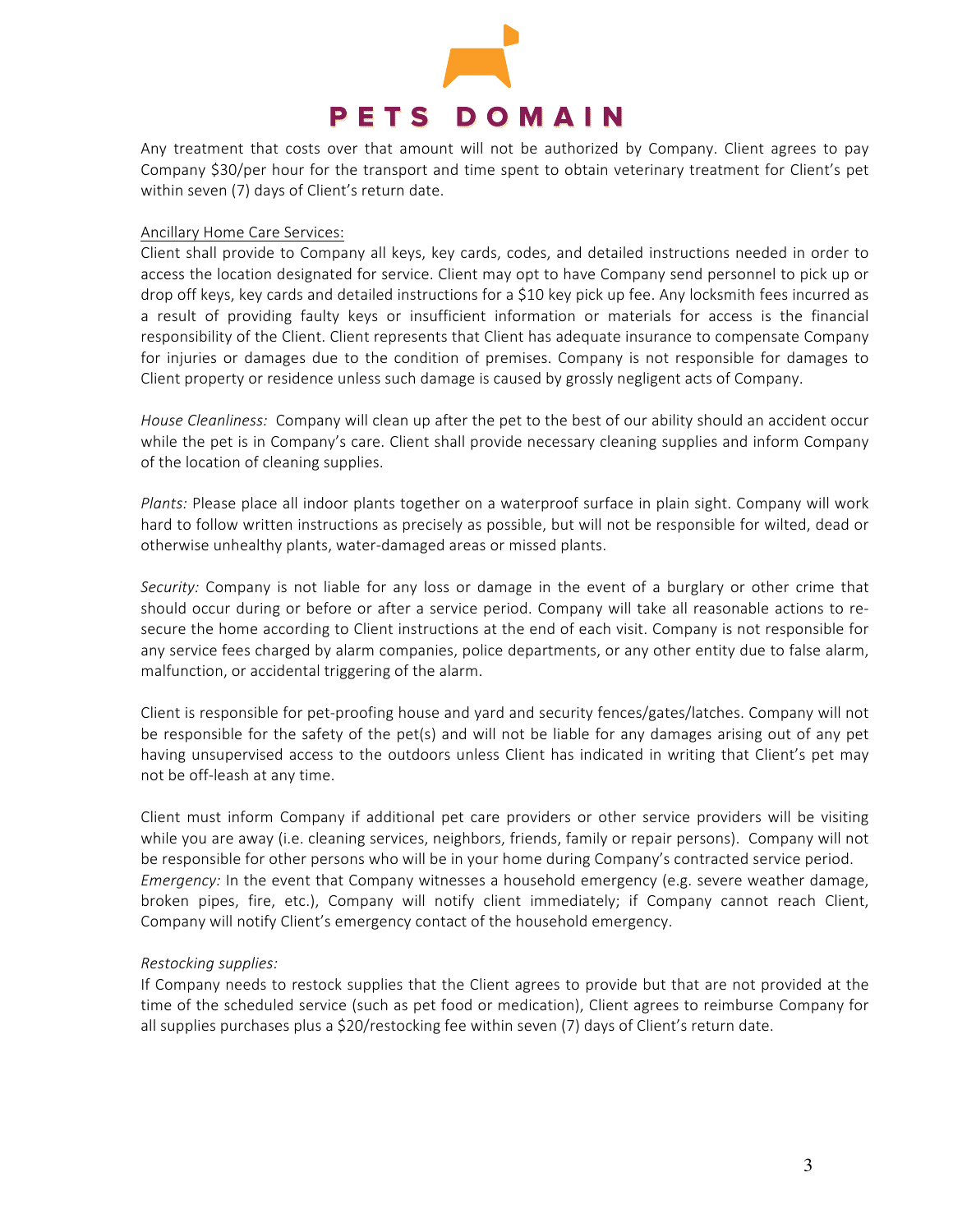Any treatment that costs over that amount will not be authorized by Company. Client agrees to pay Company $30/per hour for the transport and time spent to obtain veterinary treatment for Client's pet within seven (7) days of Client's return date.

<u>Ancillary Home Care Services:</u>
Client shall provide to Company all keys, key cards, codes, and detailed instructions needed in order to access the location designated for service. Client may opt to have Company send personnel to pick up or drop off keys, key cards and detailed instructions for a $10 key pick up fee. Any locksmith fees incurred as a result of providing faulty keys or insufficient information or materials for access is the financial responsibility of the Client. Client represents that Client has adequate insurance to compensate Company for injuries or damages due to the condition of premises. Company is not responsible for damages to Client property or residence unless such damage is caused by grossly negligent acts of Company.

*House Cleanliness:* Company will clean up after the pet to the best of our ability should an accident occur while the pet is in Company's care. Client shall provide necessary cleaning supplies and inform Company of the location of cleaning supplies.

*Plants:* Please place all indoor plants together on a waterproof surface in plain sight. Company will work hard to follow written instructions as precisely as possible, but will not be responsible for wilted, dead or otherwise unhealthy plants, water-damaged areas or missed plants.

*Security:* Company is not liable for any loss or damage in the event of a burglary or other crime that should occur during or before or after a service period. Company will take all reasonable actions to re-secure the home according to Client instructions at the end of each visit. Company is not responsible for any service fees charged by alarm companies, police departments, or any other entity due to false alarm, malfunction, or accidental triggering of the alarm.

Client is responsible for pet-proofing house and yard and security fences/gates/latches. Company will not be responsible for the safety of the pet(s) and will not be liable for any damages arising out of any pet having unsupervised access to the outdoors unless Client has indicated in writing that Client's pet may not be off-leash at any time.

Client must inform Company if additional pet care providers or other service providers will be visiting while you are away (i.e. cleaning services, neighbors, friends, family or repair persons). Company will not be responsible for other persons who will be in your home during Company's contracted service period.
*Emergency:* In the event that Company witnesses a household emergency (e.g. severe weather damage, broken pipes, fire, etc.), Company will notify client immediately; if Company cannot reach Client, Company will notify Client's emergency contact of the household emergency.

*Restocking supplies:*
If Company needs to restock supplies that the Client agrees to provide but that are not provided at the time of the scheduled service (such as pet food or medication), Client agrees to reimburse Company for all supplies purchases plus a $20/restocking fee within seven (7) days of Client's return date.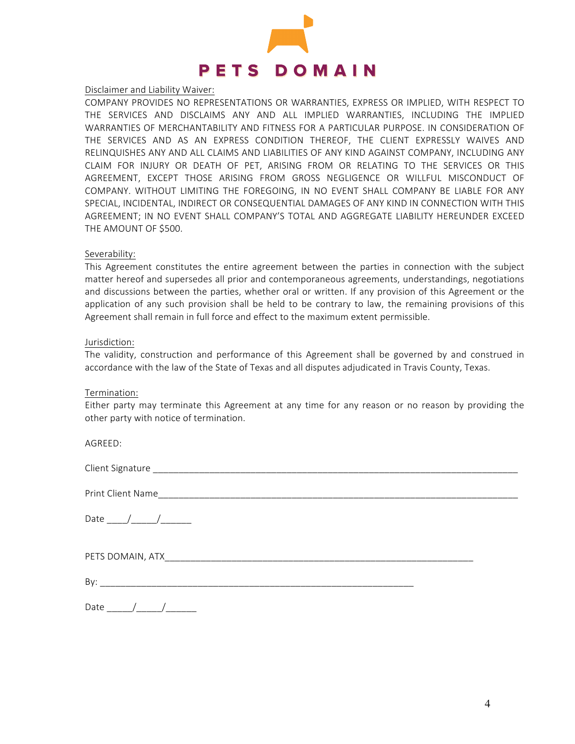PETS DOMAIN

Disclaimer and Liability Waiver:

COMPANY PROVIDES NO REPRESENTATIONS OR WARRANTIES, EXPRESS OR IMPLIED, WITH RESPECT TO THE SERVICES AND DISCLAIMS ANY AND ALL IMPLIED WARRANTIES, INCLUDING THE IMPLIED WARRANTIES OF MERCHANTABILITY AND FITNESS FOR A PARTICULAR PURPOSE. IN CONSIDERATION OF THE SERVICES AND AS AN EXPRESS CONDITION THEREOF, THE CLIENT EXPRESSLY WAIVES AND RELINQUISHES ANY AND ALL CLAIMS AND LIABILITIES OF ANY KIND AGAINST COMPANY, INCLUDING ANY CLAIM FOR INJURY OR DEATH OF PET, ARISING FROM OR RELATING TO THE SERVICES OR THIS AGREEMENT, EXCEPT THOSE ARISING FROM GROSS NEGLIGENCE OR WILLFUL MISCONDUCT OF COMPANY. WITHOUT LIMITING THE FOREGOING, IN NO EVENT SHALL COMPANY BE LIABLE FOR ANY SPECIAL, INCIDENTAL, INDIRECT OR CONSEQUENTIAL DAMAGES OF ANY KIND IN CONNECTION WITH THIS AGREEMENT; IN NO EVENT SHALL COMPANY'S TOTAL AND AGGREGATE LIABILITY HEREUNDER EXCEED THE AMOUNT OF $500.

Severability:

This Agreement constitutes the entire agreement between the parties in connection with the subject matter hereof and supersedes all prior and contemporaneous agreements, understandings, negotiations and discussions between the parties, whether oral or written. If any provision of this Agreement or the application of any such provision shall be held to be contrary to law, the remaining provisions of this Agreement shall remain in full force and effect to the maximum extent permissible.

Jurisdiction:

The validity, construction and performance of this Agreement shall be governed by and construed in accordance with the law of the State of Texas and all disputes adjudicated in Travis County, Texas.

Termination:

Either party may terminate this Agreement at any time for any reason or no reason by providing the other party with notice of termination.

AGREED:

Client Signature ______________________________________________________________________

Print Client Name______________________________________________________________________

Date ____/_____/______

PETS DOMAIN, ATX___________________________________________________________

By: ____________________________________________________________

Date _____/_____/______